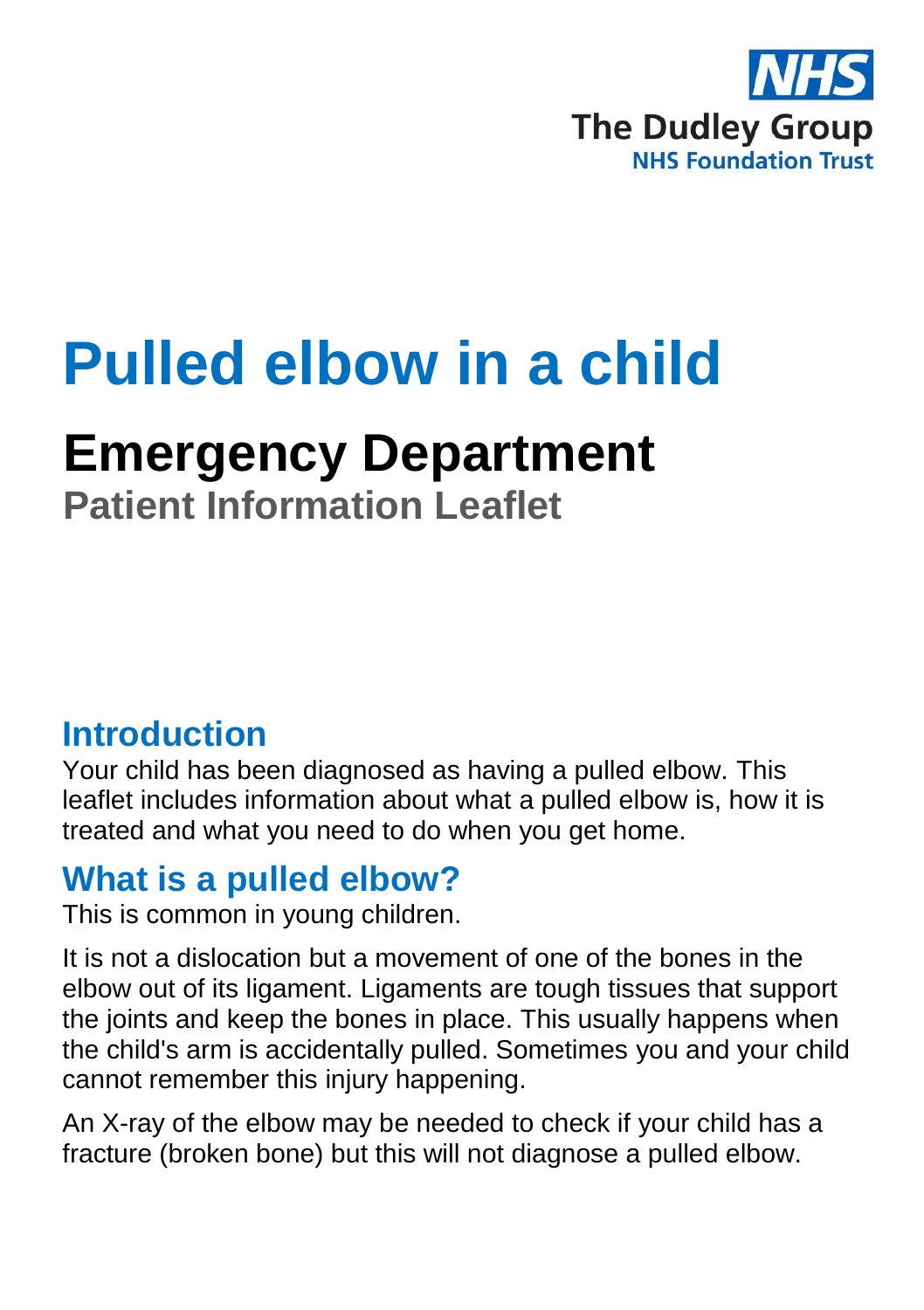The Dudley Group
NHS Foundation Trust

# Pulled elbow in a child

## Emergency Department

### Patient Information Leaflet

## Introduction

Your child has been diagnosed as having a pulled elbow. This leaflet includes information about what a pulled elbow is, how it is treated and what you need to do when you get home.

## What is a pulled elbow?

This is common in young children.

It is not a dislocation but a movement of one of the bones in the elbow out of its ligament. Ligaments are tough tissues that support the joints and keep the bones in place. This usually happens when the child's arm is accidentally pulled. Sometimes you and your child cannot remember this injury happening.

An X-ray of the elbow may be needed to check if your child has a fracture (broken bone) but this will not diagnose a pulled elbow.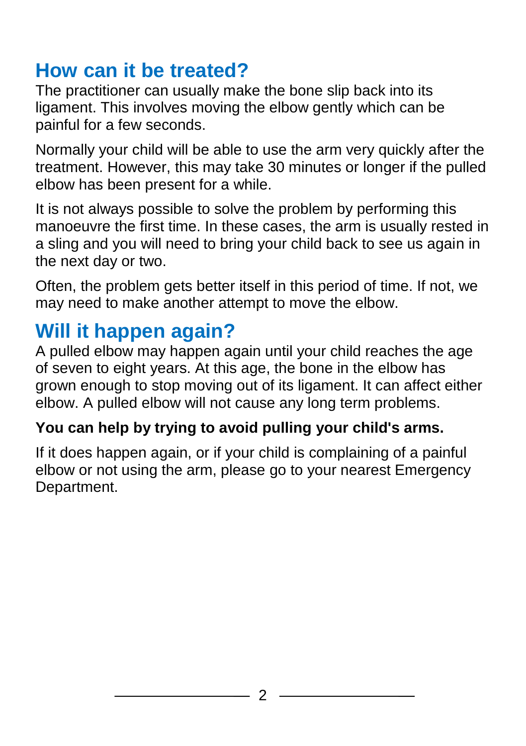## How can it be treated?

The practitioner can usually make the bone slip back into its ligament. This involves moving the elbow gently which can be painful for a few seconds.

Normally your child will be able to use the arm very quickly after the treatment. However, this may take 30 minutes or longer if the pulled elbow has been present for a while.

It is not always possible to solve the problem by performing this manoeuvre the first time. In these cases, the arm is usually rested in a sling and you will need to bring your child back to see us again in the next day or two.

Often, the problem gets better itself in this period of time. If not, we may need to make another attempt to move the elbow.

## Will it happen again?

A pulled elbow may happen again until your child reaches the age of seven to eight years. At this age, the bone in the elbow has grown enough to stop moving out of its ligament. It can affect either elbow. A pulled elbow will not cause any long term problems.

**You can help by trying to avoid pulling your child's arms.**

If it does happen again, or if your child is complaining of a painful elbow or not using the arm, please go to your nearest Emergency Department.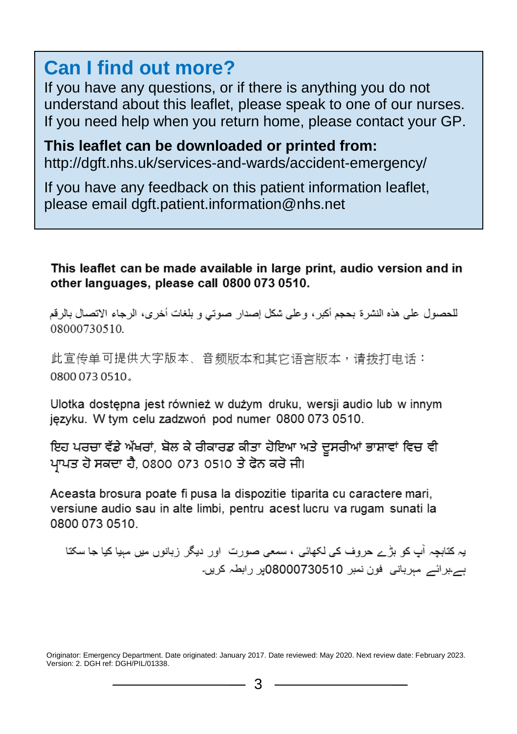## Can I find out more?

If you have any questions, or if there is anything you do not understand about this leaflet, please speak to one of our nurses. If you need help when you return home, please contact your GP.

**This leaflet can be downloaded or printed from:**
http://dgft.nhs.uk/services-and-wards/accident-emergency/

If you have any feedback on this patient information leaflet, please email dgft.patient.information@nhs.net

**This leaflet can be made available in large print, audio version and in other languages, please call 0800 073 0510.**

للحصول على هذه النشرة بحجم أكبر، وعلى شكل إصدار صوتي و بلغات أخرى، الرجاء الاتصال بالرقم 08000730510.

此宣传单可提供大字版本、音频版本和其它语言版本，请拨打电话：0800 073 0510。

Ulotka dostępna jest również w dużym druku, wersji audio lub w innym języku. W tym celu zadzwoń pod numer 0800 073 0510.

ਇਹ ਪਰਚਾ ਵੱਡੇ ਅੱਖਰਾਂ, ਬੋਲ ਕੇ ਰੀਕਾਰਡ ਕੀਤਾ ਹੋਇਆ ਅਤੇ ਦੂਸਰੀਆਂ ਭਾਸ਼ਾਵਾਂ ਵਿਚ ਵੀ ਪ੍ਰਾਪਤ ਹੋ ਸਕਦਾ ਹੈ, 0800 073 0510 ਤੇ ਫੋਨ ਕਰੋ ਜੀ।

Aceasta brosura poate fi pusa la dispozitie tiparita cu caractere mari, versiune audio sau in alte limbi, pentru acest lucru va rugam sunati la 0800 073 0510.

یہ کتابچہ آپ کو بڑے حروف کی لکھائی ، سمعی صورت اور دیگر زبانوں میں مہیا کیا جا سکتا ہے براۓ مہربانی فون نمبر 08000730510 پر رابطہ کریں۔

Originator: Emergency Department. Date originated: January 2017. Date reviewed: May 2020. Next review date: February 2023. Version: 2. DGH ref: DGH/PIL/01338.